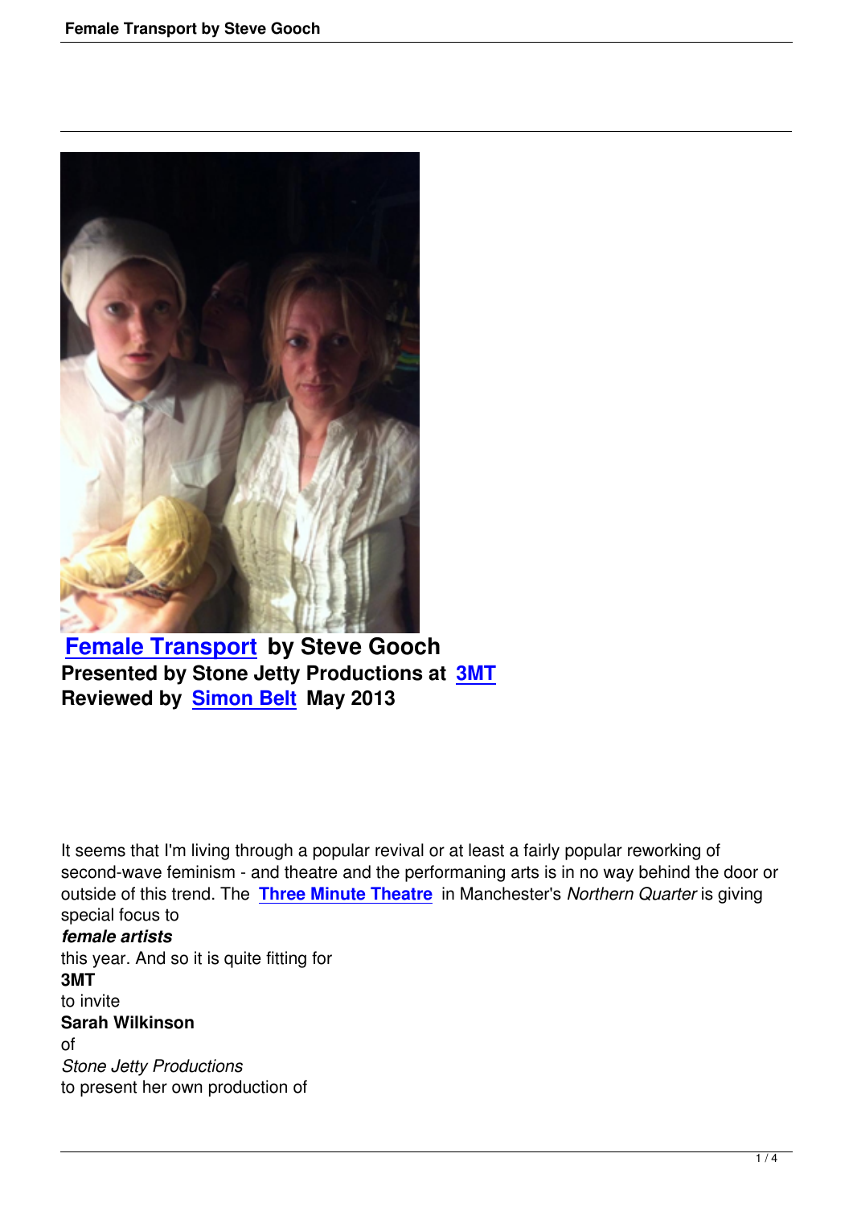**Female Transport by Steve Gooch**
**Presented by Stone Jetty Productions at 3MT**
**Reviewed by Simon Belt May 2013**

It seems that I'm living through a popular revival or at least a fairly popular reworking of second-wave feminism - and theatre and the performaning arts is in no way behind the door or outside of this trend. The **Three Minute Theatre** in Manchester's *Northern Quarter* is giving special focus to ***female artists*** this year. And so it is quite fitting for **3MT** to invite **Sarah Wilkinson** of *Stone Jetty Productions* to present her own production of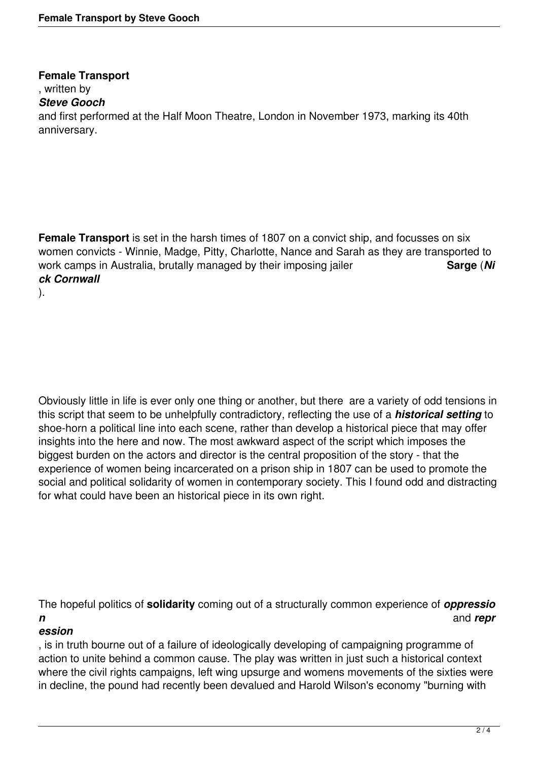**Female Transport**, written by ***Steve Gooch*** and first performed at the Half Moon Theatre, London in November 1973, marking its 40th anniversary.

**Female Transport** is set in the harsh times of 1807 on a convict ship, and focusses on six women convicts - Winnie, Madge, Pitty, Charlotte, Nance and Sarah as they are transported to work camps in Australia, brutally managed by their imposing jailer **Sarge** (***Nick Cornwall***).

Obviously little in life is ever only one thing or another, but there are a variety of odd tensions in this script that seem to be unhelpfully contradictory, reflecting the use of a ***historical setting*** to shoe-horn a political line into each scene, rather than develop a historical piece that may offer insights into the here and now. The most awkward aspect of the script which imposes the biggest burden on the actors and director is the central proposition of the story - that the experience of women being incarcerated on a prison ship in 1807 can be used to promote the social and political solidarity of women in contemporary society. This I found odd and distracting for what could have been an historical piece in its own right.

The hopeful politics of **solidarity** coming out of a structurally common experience of ***oppression*** and ***repression***, is in truth bourne out of a failure of ideologically developing of campaigning programme of action to unite behind a common cause. The play was written in just such a historical context where the civil rights campaigns, left wing upsurge and womens movements of the sixties were in decline, the pound had recently been devalued and Harold Wilson's economy "burning with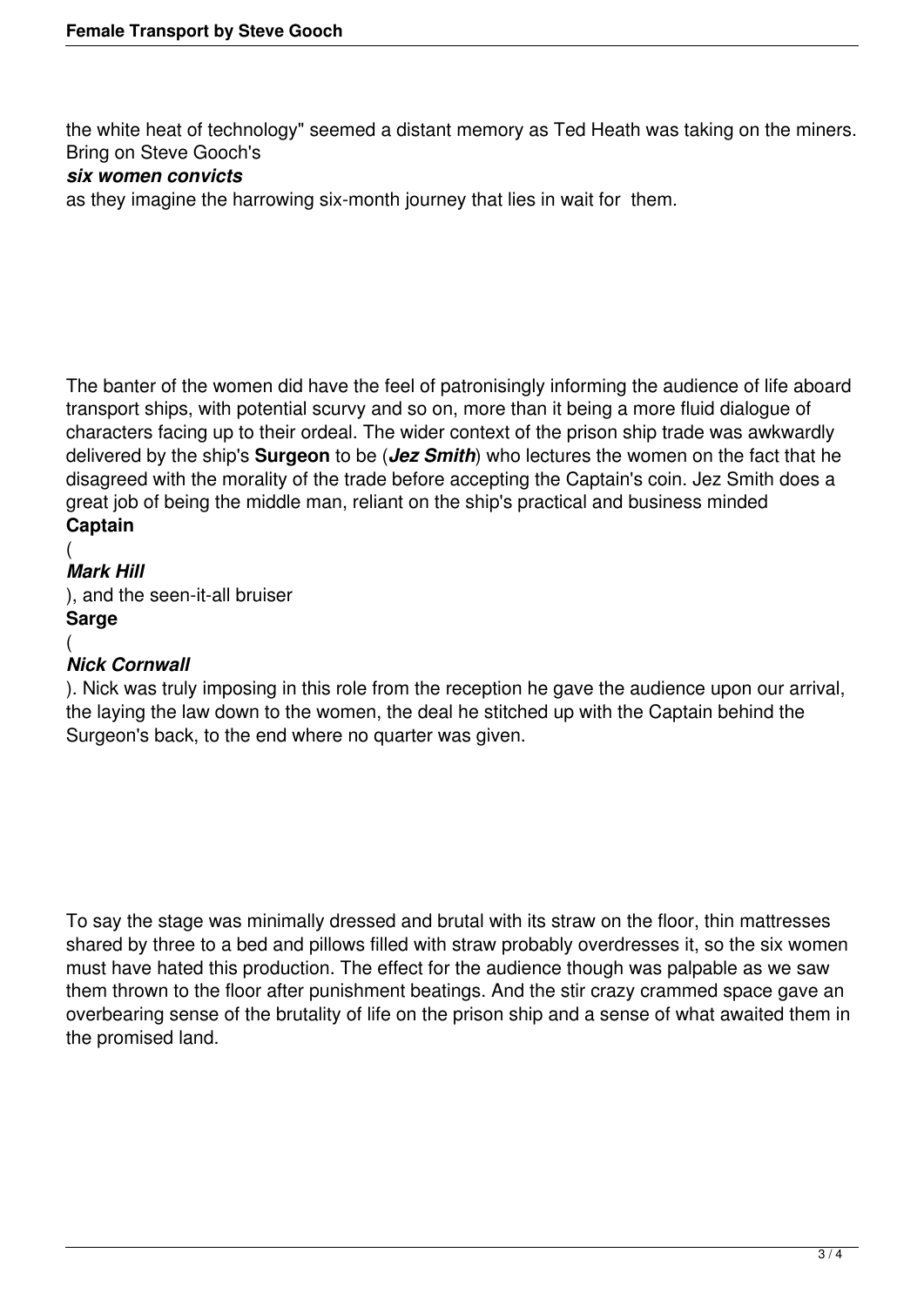the white heat of technology" seemed a distant memory as Ted Heath was taking on the miners. Bring on Steve Gooch's ***six women convicts*** as they imagine the harrowing six-month journey that lies in wait for them.

The banter of the women did have the feel of patronisingly informing the audience of life aboard transport ships, with potential scurvy and so on, more than it being a more fluid dialogue of characters facing up to their ordeal. The wider context of the prison ship trade was awkwardly delivered by the ship's **Surgeon** to be (***Jez Smith***) who lectures the women on the fact that he disagreed with the morality of the trade before accepting the Captain's coin. Jez Smith does a great job of being the middle man, reliant on the ship's practical and business minded **Captain** (***Mark Hill***), and the seen-it-all bruiser **Sarge** (***Nick Cornwall***). Nick was truly imposing in this role from the reception he gave the audience upon our arrival, the laying the law down to the women, the deal he stitched up with the Captain behind the Surgeon's back, to the end where no quarter was given.

To say the stage was minimally dressed and brutal with its straw on the floor, thin mattresses shared by three to a bed and pillows filled with straw probably overdresses it, so the six women must have hated this production. The effect for the audience though was palpable as we saw them thrown to the floor after punishment beatings. And the stir crazy crammed space gave an overbearing sense of the brutality of life on the prison ship and a sense of what awaited them in the promised land.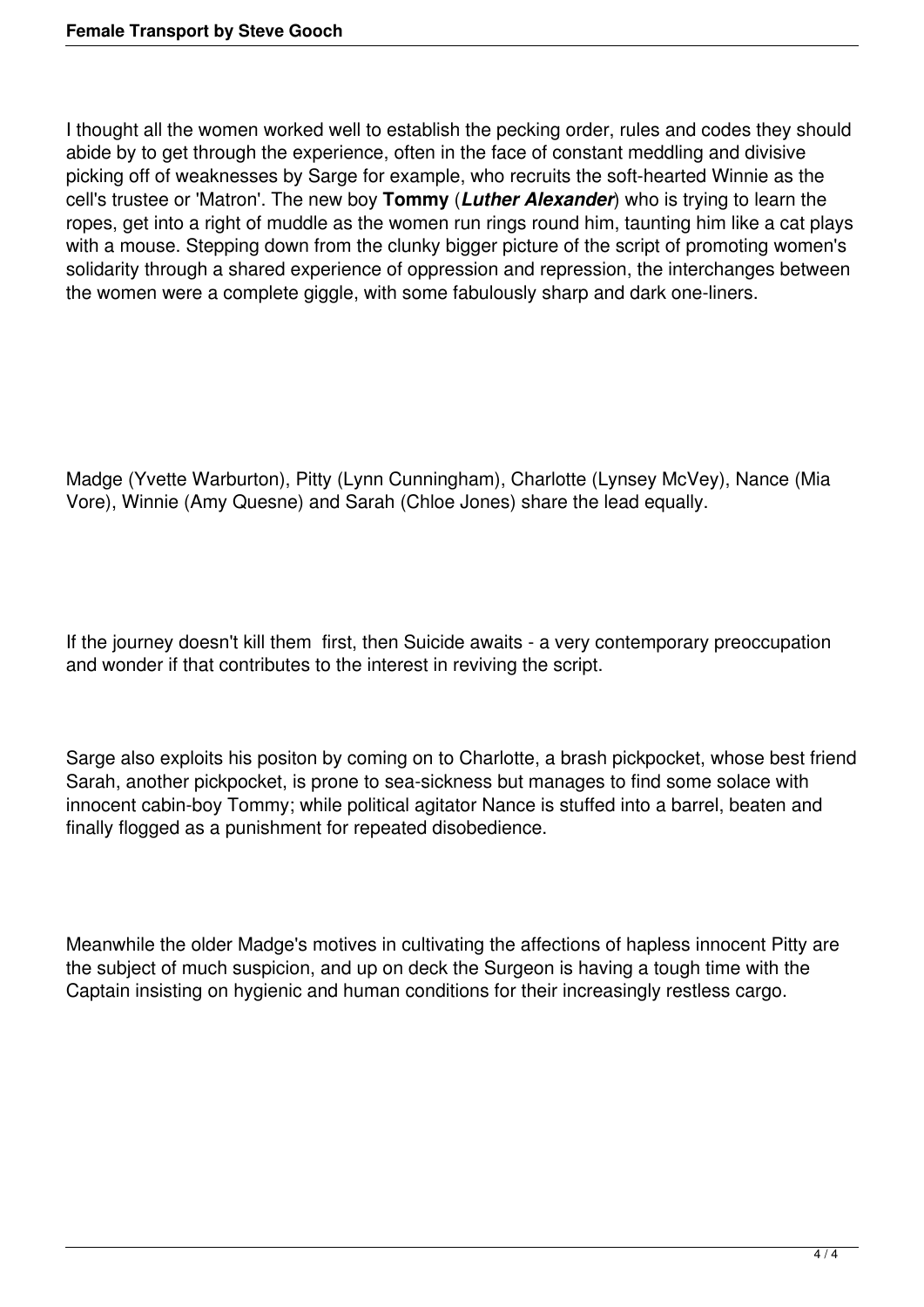I thought all the women worked well to establish the pecking order, rules and codes they should abide by to get through the experience, often in the face of constant meddling and divisive picking off of weaknesses by Sarge for example, who recruits the soft-hearted Winnie as the cell's trustee or 'Matron'. The new boy **Tommy** (***Luther Alexander***) who is trying to learn the ropes, get into a right of muddle as the women run rings round him, taunting him like a cat plays with a mouse. Stepping down from the clunky bigger picture of the script of promoting women's solidarity through a shared experience of oppression and repression, the interchanges between the women were a complete giggle, with some fabulously sharp and dark one-liners.

Madge (Yvette Warburton), Pitty (Lynn Cunningham), Charlotte (Lynsey McVey), Nance (Mia Vore), Winnie (Amy Quesne) and Sarah (Chloe Jones) share the lead equally.

If the journey doesn't kill them first, then Suicide awaits - a very contemporary preoccupation and wonder if that contributes to the interest in reviving the script.

Sarge also exploits his positon by coming on to Charlotte, a brash pickpocket, whose best friend Sarah, another pickpocket, is prone to sea-sickness but manages to find some solace with innocent cabin-boy Tommy; while political agitator Nance is stuffed into a barrel, beaten and finally flogged as a punishment for repeated disobedience.

Meanwhile the older Madge's motives in cultivating the affections of hapless innocent Pitty are the subject of much suspicion, and up on deck the Surgeon is having a tough time with the Captain insisting on hygienic and human conditions for their increasingly restless cargo.